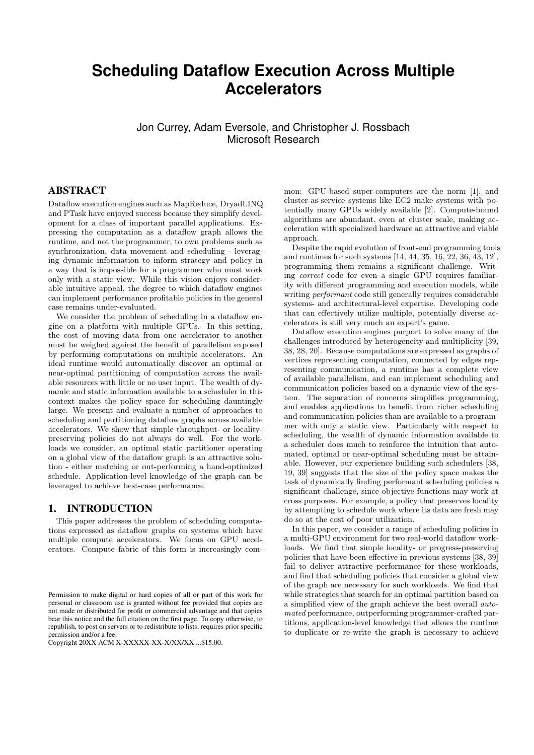# Scheduling Dataflow Execution Across Multiple Accelerators

Jon Currey, Adam Eversole, and Christopher J. Rossbach
Microsoft Research

## ABSTRACT

Dataflow execution engines such as MapReduce, DryadLINQ and PTask have enjoyed success because they simplify development for a class of important parallel applications. Expressing the computation as a dataflow graph allows the runtime, and not the programmer, to own problems such as synchronization, data movement and scheduling - leveraging dynamic information to inform strategy and policy in a way that is impossible for a programmer who must work only with a static view. While this vision enjoys considerable intuitive appeal, the degree to which dataflow engines can implement performance profitable policies in the general case remains under-evaluated.

We consider the problem of scheduling in a dataflow engine on a platform with multiple GPUs. In this setting, the cost of moving data from one accelerator to another must be weighed against the benefit of parallelism exposed by performing computations on multiple accelerators. An ideal runtime would automatically discover an optimal or near-optimal partitioning of computation across the available resources with little or no user input. The wealth of dynamic and static information available to a scheduler in this context makes the policy space for scheduling dauntingly large. We present and evaluate a number of approaches to scheduling and partitioning dataflow graphs across available accelerators. We show that simple throughput- or locality-preserving policies do not always do well. For the workloads we consider, an optimal static partitioner operating on a global view of the dataflow graph is an attractive solution - either matching or out-performing a hand-optimized schedule. Application-level knowledge of the graph can be leveraged to achieve best-case performance.

## 1. INTRODUCTION

This paper addresses the problem of scheduling computations expressed as dataflow graphs on systems which have multiple compute accelerators. We focus on GPU accelerators. Compute fabric of this form is increasingly common: GPU-based super-computers are the norm [1], and cluster-as-service systems like EC2 make systems with potentially many GPUs widely available [2]. Compute-bound algorithms are abundant, even at cluster scale, making acceleration with specialized hardware an attractive and viable approach.

Despite the rapid evolution of front-end programming tools and runtimes for such systems [14, 44, 35, 16, 22, 36, 43, 12], programming them remains a significant challenge. Writing *correct* code for even a single GPU requires familiarity with different programming and execution models, while writing *performant* code still generally requires considerable systems- and architectural-level expertise. Developing code that can effectively utilize multiple, potentially diverse accelerators is still very much an expert's game.

Dataflow execution engines purport to solve many of the challenges introduced by heterogeneity and multiplicity [39, 38, 28, 20]. Because computations are expressed as graphs of vertices representing computation, connected by edges representing communication, a runtime has a complete view of available parallelism, and can implement scheduling and communication policies based on a dynamic view of the system. The separation of concerns simplifies programming, and enables applications to benefit from richer scheduling and communication policies than are available to a programmer with only a static view. Particularly with respect to scheduling, the wealth of dynamic information available to a scheduler does much to reinforce the intuition that automated, optimal or near-optimal scheduling must be attainable. However, our experience building such schedulers [38, 19, 39] suggests that the size of the policy space makes the task of dynamically finding performant scheduling policies a significant challenge, since objective functions may work at cross purposes. For example, a policy that preserves locality by attempting to schedule work where its data are fresh may do so at the cost of poor utilization.

In this paper, we consider a range of scheduling policies in a multi-GPU environment for two real-world dataflow workloads. We find that simple locality- or progress-preserving policies that have been effective in previous systems [38, 39] fail to deliver attractive performance for these workloads, and find that scheduling policies that consider a global view of the graph are necessary for such workloads. We find that while strategies that search for an optimal partition based on a simplified view of the graph achieve the best overall *automated* performance, outperforming programmer-crafted partitions, application-level knowledge that allows the runtime to duplicate or re-write the graph is necessary to achieve

Permission to make digital or hard copies of all or part of this work for personal or classroom use is granted without fee provided that copies are not made or distributed for profit or commercial advantage and that copies bear this notice and the full citation on the first page. To copy otherwise, to republish, to post on servers or to redistribute to lists, requires prior specific permission and/or a fee.
Copyright 20XX ACM X-XXXXX-XX-X/XX/XX ...$15.00.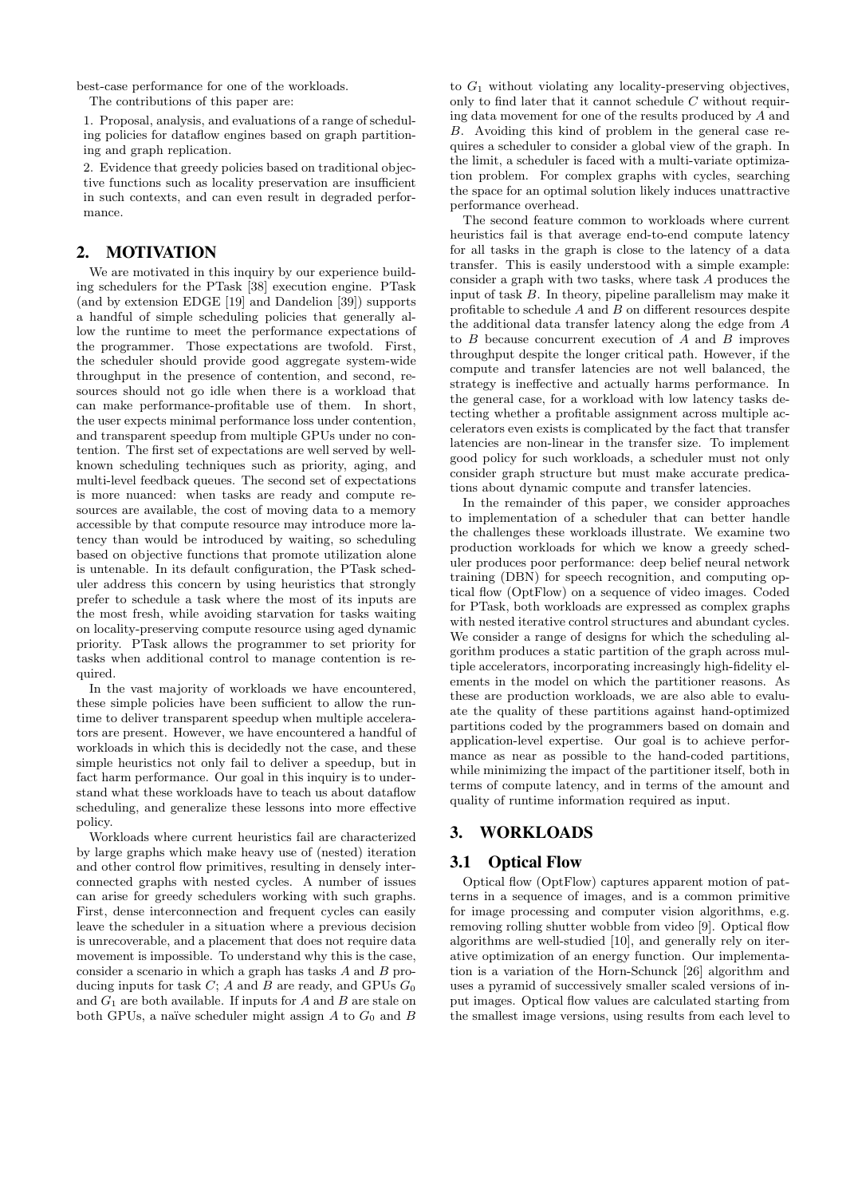best-case performance for one of the workloads.

The contributions of this paper are:

1. Proposal, analysis, and evaluations of a range of scheduling policies for dataflow engines based on graph partitioning and graph replication.

2. Evidence that greedy policies based on traditional objective functions such as locality preservation are insufficient in such contexts, and can even result in degraded performance.

## 2. MOTIVATION

We are motivated in this inquiry by our experience building schedulers for the PTask [38] execution engine. PTask (and by extension EDGE [19] and Dandelion [39]) supports a handful of simple scheduling policies that generally allow the runtime to meet the performance expectations of the programmer. Those expectations are twofold. First, the scheduler should provide good aggregate system-wide throughput in the presence of contention, and second, resources should not go idle when there is a workload that can make performance-profitable use of them. In short, the user expects minimal performance loss under contention, and transparent speedup from multiple GPUs under no contention. The first set of expectations are well served by well-known scheduling techniques such as priority, aging, and multi-level feedback queues. The second set of expectations is more nuanced: when tasks are ready and compute resources are available, the cost of moving data to a memory accessible by that compute resource may introduce more latency than would be introduced by waiting, so scheduling based on objective functions that promote utilization alone is untenable. In its default configuration, the PTask scheduler address this concern by using heuristics that strongly prefer to schedule a task where the most of its inputs are the most fresh, while avoiding starvation for tasks waiting on locality-preserving compute resource using aged dynamic priority. PTask allows the programmer to set priority for tasks when additional control to manage contention is required.

In the vast majority of workloads we have encountered, these simple policies have been sufficient to allow the runtime to deliver transparent speedup when multiple accelerators are present. However, we have encountered a handful of workloads in which this is decidedly not the case, and these simple heuristics not only fail to deliver a speedup, but in fact harm performance. Our goal in this inquiry is to understand what these workloads have to teach us about dataflow scheduling, and generalize these lessons into more effective policy.

Workloads where current heuristics fail are characterized by large graphs which make heavy use of (nested) iteration and other control flow primitives, resulting in densely interconnected graphs with nested cycles. A number of issues can arise for greedy schedulers working with such graphs. First, dense interconnection and frequent cycles can easily leave the scheduler in a situation where a previous decision is unrecoverable, and a placement that does not require data movement is impossible. To understand why this is the case, consider a scenario in which a graph has tasks $A$ and $B$ producing inputs for task $C$; $A$ and $B$ are ready, and GPUs $G_0$ and $G_1$ are both available. If inputs for $A$ and $B$ are stale on both GPUs, a naïve scheduler might assign $A$ to $G_0$ and $B$ to $G_1$ without violating any locality-preserving objectives, only to find later that it cannot schedule $C$ without requiring data movement for one of the results produced by $A$ and $B$. Avoiding this kind of problem in the general case requires a scheduler to consider a global view of the graph. In the limit, a scheduler is faced with a multi-variate optimization problem. For complex graphs with cycles, searching the space for an optimal solution likely induces unattractive performance overhead.

The second feature common to workloads where current heuristics fail is that average end-to-end compute latency for all tasks in the graph is close to the latency of a data transfer. This is easily understood with a simple example: consider a graph with two tasks, where task $A$ produces the input of task $B$. In theory, pipeline parallelism may make it profitable to schedule $A$ and $B$ on different resources despite the additional data transfer latency along the edge from $A$ to $B$ because concurrent execution of $A$ and $B$ improves throughput despite the longer critical path. However, if the compute and transfer latencies are not well balanced, the strategy is ineffective and actually harms performance. In the general case, for a workload with low latency tasks detecting whether a profitable assignment across multiple accelerators even exists is complicated by the fact that transfer latencies are non-linear in the transfer size. To implement good policy for such workloads, a scheduler must not only consider graph structure but must make accurate predications about dynamic compute and transfer latencies.

In the remainder of this paper, we consider approaches to implementation of a scheduler that can better handle the challenges these workloads illustrate. We examine two production workloads for which we know a greedy scheduler produces poor performance: deep belief neural network training (DBN) for speech recognition, and computing optical flow (OptFlow) on a sequence of video images. Coded for PTask, both workloads are expressed as complex graphs with nested iterative control structures and abundant cycles. We consider a range of designs for which the scheduling algorithm produces a static partition of the graph across multiple accelerators, incorporating increasingly high-fidelity elements in the model on which the partitioner reasons. As these are production workloads, we are also able to evaluate the quality of these partitions against hand-optimized partitions coded by the programmers based on domain and application-level expertise. Our goal is to achieve performance as near as possible to the hand-coded partitions, while minimizing the impact of the partitioner itself, both in terms of compute latency, and in terms of the amount and quality of runtime information required as input.

## 3. WORKLOADS

### 3.1 Optical Flow

Optical flow (OptFlow) captures apparent motion of patterns in a sequence of images, and is a common primitive for image processing and computer vision algorithms, e.g. removing rolling shutter wobble from video [9]. Optical flow algorithms are well-studied [10], and generally rely on iterative optimization of an energy function. Our implementation is a variation of the Horn-Schunck [26] algorithm and uses a pyramid of successively smaller scaled versions of input images. Optical flow values are calculated starting from the smallest image versions, using results from each level to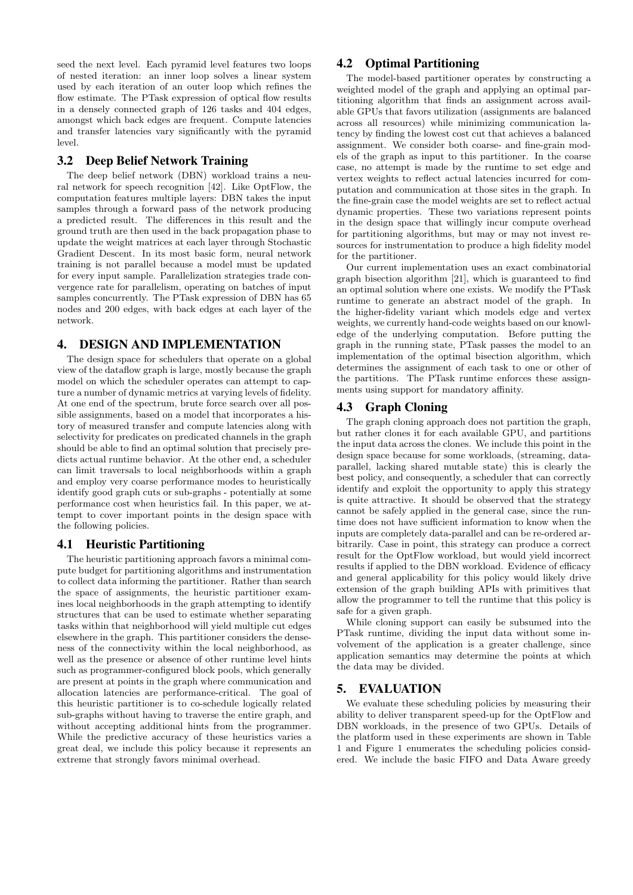seed the next level. Each pyramid level features two loops of nested iteration: an inner loop solves a linear system used by each iteration of an outer loop which refines the flow estimate. The PTask expression of optical flow results in a densely connected graph of 126 tasks and 404 edges, amongst which back edges are frequent. Compute latencies and transfer latencies vary significantly with the pyramid level.

### 3.2 Deep Belief Network Training

The deep belief network (DBN) workload trains a neural network for speech recognition [42]. Like OptFlow, the computation features multiple layers: DBN takes the input samples through a forward pass of the network producing a predicted result. The differences in this result and the ground truth are then used in the back propagation phase to update the weight matrices at each layer through Stochastic Gradient Descent. In its most basic form, neural network training is not parallel because a model must be updated for every input sample. Parallelization strategies trade convergence rate for parallelism, operating on batches of input samples concurrently. The PTask expression of DBN has 65 nodes and 200 edges, with back edges at each layer of the network.

## 4. DESIGN AND IMPLEMENTATION

The design space for schedulers that operate on a global view of the dataflow graph is large, mostly because the graph model on which the scheduler operates can attempt to capture a number of dynamic metrics at varying levels of fidelity. At one end of the spectrum, brute force search over all possible assignments, based on a model that incorporates a history of measured transfer and compute latencies along with selectivity for predicates on predicated channels in the graph should be able to find an optimal solution that precisely predicts actual runtime behavior. At the other end, a scheduler can limit traversals to local neighborhoods within a graph and employ very coarse performance modes to heuristically identify good graph cuts or sub-graphs - potentially at some performance cost when heuristics fail. In this paper, we attempt to cover important points in the design space with the following policies.

### 4.1 Heuristic Partitioning

The heuristic partitioning approach favors a minimal compute budget for partitioning algorithms and instrumentation to collect data informing the partitioner. Rather than search the space of assignments, the heuristic partitioner examines local neighborhoods in the graph attempting to identify structures that can be used to estimate whether separating tasks within that neighborhood will yield multiple cut edges elsewhere in the graph. This partitioner considers the denseness of the connectivity within the local neighborhood, as well as the presence or absence of other runtime level hints such as programmer-configured block pools, which generally are present at points in the graph where communication and allocation latencies are performance-critical. The goal of this heuristic partitioner is to co-schedule logically related sub-graphs without having to traverse the entire graph, and without accepting additional hints from the programmer. While the predictive accuracy of these heuristics varies a great deal, we include this policy because it represents an extreme that strongly favors minimal overhead.

### 4.2 Optimal Partitioning

The model-based partitioner operates by constructing a weighted model of the graph and applying an optimal partitioning algorithm that finds an assignment across available GPUs that favors utilization (assignments are balanced across all resources) while minimizing communication latency by finding the lowest cost cut that achieves a balanced assignment. We consider both coarse- and fine-grain models of the graph as input to this partitioner. In the coarse case, no attempt is made by the runtime to set edge and vertex weights to reflect actual latencies incurred for computation and communication at those sites in the graph. In the fine-grain case the model weights are set to reflect actual dynamic properties. These two variations represent points in the design space that willingly incur compute overhead for partitioning algorithms, but may or may not invest resources for instrumentation to produce a high fidelity model for the partitioner.

Our current implementation uses an exact combinatorial graph bisection algorithm [21], which is guaranteed to find an optimal solution where one exists. We modify the PTask runtime to generate an abstract model of the graph. In the higher-fidelity variant which models edge and vertex weights, we currently hand-code weights based on our knowledge of the underlying computation. Before putting the graph in the running state, PTask passes the model to an implementation of the optimal bisection algorithm, which determines the assignment of each task to one or other of the partitions. The PTask runtime enforces these assignments using support for mandatory affinity.

### 4.3 Graph Cloning

The graph cloning approach does not partition the graph, but rather clones it for each available GPU, and partitions the input data across the clones. We include this point in the design space because for some workloads, (streaming, data-parallel, lacking shared mutable state) this is clearly the best policy, and consequently, a scheduler that can correctly identify and exploit the opportunity to apply this strategy is quite attractive. It should be observed that the strategy cannot be safely applied in the general case, since the runtime does not have sufficient information to know when the inputs are completely data-parallel and can be re-ordered arbitrarily. Case in point, this strategy can produce a correct result for the OptFlow workload, but would yield incorrect results if applied to the DBN workload. Evidence of efficacy and general applicability for this policy would likely drive extension of the graph building APIs with primitives that allow the programmer to tell the runtime that this policy is safe for a given graph.

While cloning support can easily be subsumed into the PTask runtime, dividing the input data without some involvement of the application is a greater challenge, since application semantics may determine the points at which the data may be divided.

## 5. EVALUATION

We evaluate these scheduling policies by measuring their ability to deliver transparent speed-up for the OptFlow and DBN workloads, in the presence of two GPUs. Details of the platform used in these experiments are shown in Table 1 and Figure 1 enumerates the scheduling policies considered. We include the basic FIFO and Data Aware greedy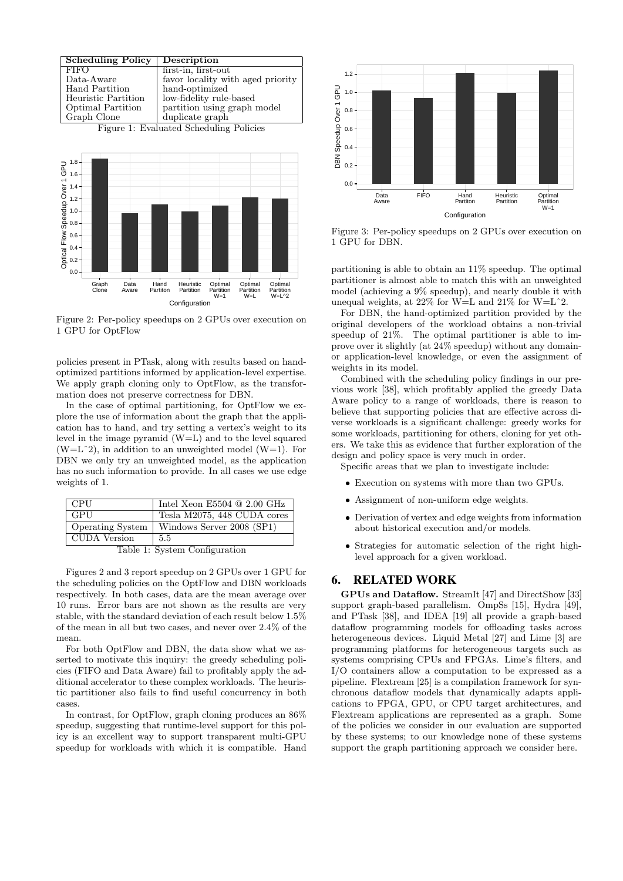| Scheduling Policy | Description |
|---|---|
| FIFO | first-in, first-out |
| Data-Aware | favor locality with aged priority |
| Hand Partition | hand-optimized |
| Heuristic Partition | low-fidelity rule-based |
| Optimal Partition | partition using graph model |
| Graph Clone | duplicate graph |

Figure 1: Evaluated Scheduling Policies

Figure 2: Per-policy speedups on 2 GPUs over execution on 1 GPU for OptFlow

policies present in PTask, along with results based on hand-optimized partitions informed by application-level expertise. We apply graph cloning only to OptFlow, as the transformation does not preserve correctness for DBN.

In the case of optimal partitioning, for OptFlow we explore the use of information about the graph that the application has to hand, and try setting a vertex's weight to its level in the image pyramid (W=L) and to the level squared (W=L^2), in addition to an unweighted model (W=1). For DBN we only try an unweighted model, as the application has no such information to provide. In all cases we use edge weights of 1.

| CPU | Intel Xeon E5504 @ 2.00 GHz |
|---|---|
| GPU | Tesla M2075, 448 CUDA cores |
| Operating System | Windows Server 2008 (SP1) |
| CUDA Version | 5.5 |

Table 1: System Configuration

Figures 2 and 3 report speedup on 2 GPUs over 1 GPU for the scheduling policies on the OptFlow and DBN workloads respectively. In both cases, data are the mean average over 10 runs. Error bars are not shown as the results are very stable, with the standard deviation of each result below 1.5% of the mean in all but two cases, and never over 2.4% of the mean.

For both OptFlow and DBN, the data show what we asserted to motivate this inquiry: the greedy scheduling policies (FIFO and Data Aware) fail to profitably apply the additional accelerator to these complex workloads. The heuristic partitioner also fails to find useful concurrency in both cases.

In contrast, for OptFlow, graph cloning produces an 86% speedup, suggesting that runtime-level support for this policy is an excellent way to support transparent multi-GPU speedup for workloads with which it is compatible. Hand partitioning is able to obtain an 11% speedup. The optimal partitioner is almost able to match this with an unweighted model (achieving a 9% speedup), and nearly double it with unequal weights, at 22% for W=L and 21% for W=L^2.

Figure 3: Per-policy speedups on 2 GPUs over execution on 1 GPU for DBN.

For DBN, the hand-optimized partition provided by the original developers of the workload obtains a non-trivial speedup of 21%. The optimal partitioner is able to improve over it slightly (at 24% speedup) without any domain- or application-level knowledge, or even the assignment of weights in its model.

Combined with the scheduling policy findings in our previous work [38], which profitably applied the greedy Data Aware policy to a range of workloads, there is reason to believe that supporting policies that are effective across diverse workloads is a significant challenge: greedy works for some workloads, partitioning for others, cloning for yet others. We take this as evidence that further exploration of the design and policy space is very much in order.

Specific areas that we plan to investigate include:

- Execution on systems with more than two GPUs.
- Assignment of non-uniform edge weights.
- Derivation of vertex and edge weights from information about historical execution and/or models.
- Strategies for automatic selection of the right high-level approach for a given workload.

## 6. RELATED WORK

**GPUs and Dataflow.** StreamIt [47] and DirectShow [33] support graph-based parallelism. OmpSs [15], Hydra [49], and PTask [38], and IDEA [19] all provide a graph-based dataflow programming models for offloading tasks across heterogeneous devices. Liquid Metal [27] and Lime [3] are programming platforms for heterogeneous targets such as systems comprising CPUs and FPGAs. Lime's filters, and I/O containers allow a computation to be expressed as a pipeline. Flextream [25] is a compilation framework for synchronous dataflow models that dynamically adapts applications to FPGA, GPU, or CPU target architectures, and Flextream applications are represented as a graph. Some of the policies we consider in our evaluation are supported by these systems; to our knowledge none of these systems support the graph partitioning approach we consider here.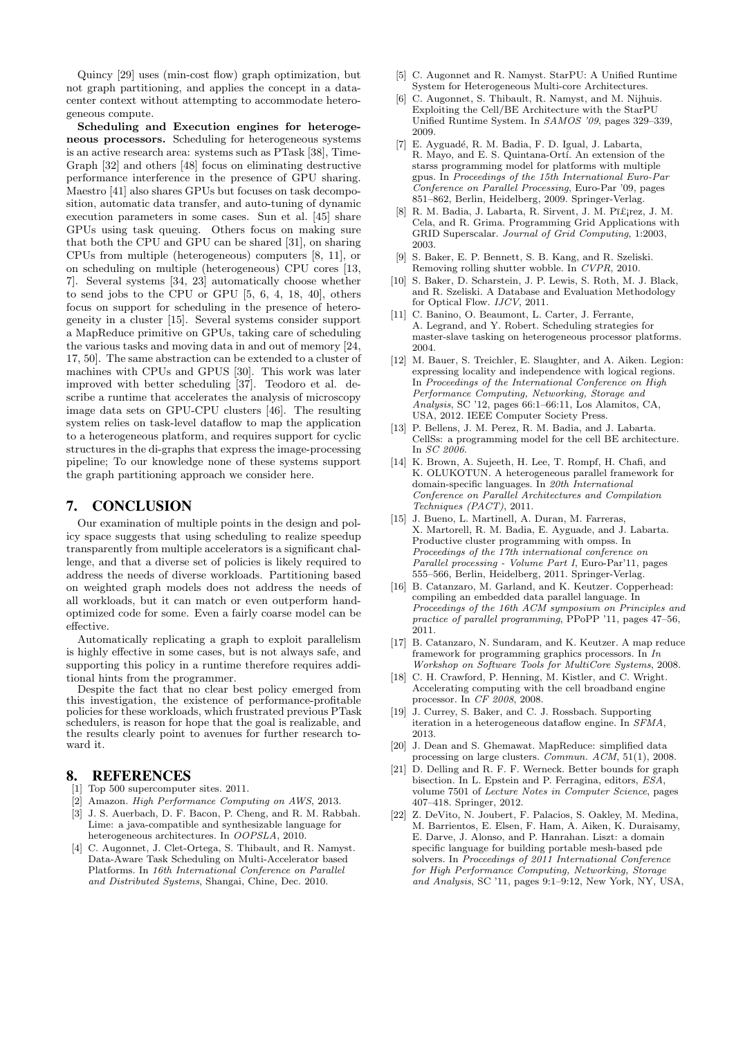Quincy [29] uses (min-cost flow) graph optimization, but not graph partitioning, and applies the concept in a datacenter context without attempting to accommodate heterogeneous compute.

**Scheduling and Execution engines for heterogeneous processors.** Scheduling for heterogeneous systems is an active research area: systems such as PTask [38], TimeGraph [32] and others [48] focus on eliminating destructive performance interference in the presence of GPU sharing. Maestro [41] also shares GPUs but focuses on task decomposition, automatic data transfer, and auto-tuning of dynamic execution parameters in some cases. Sun et al. [45] share GPUs using task queuing. Others focus on making sure that both the CPU and GPU can be shared [31], on sharing CPUs from multiple (heterogeneous) computers [8, 11], or on scheduling on multiple (heterogeneous) CPU cores [13, 7]. Several systems [34, 23] automatically choose whether to send jobs to the CPU or GPU [5, 6, 4, 18, 40], others focus on support for scheduling in the presence of heterogeneity in a cluster [15]. Several systems consider support a MapReduce primitive on GPUs, taking care of scheduling the various tasks and moving data in and out of memory [24, 17, 50]. The same abstraction can be extended to a cluster of machines with CPUs and GPUS [30]. This work was later improved with better scheduling [37]. Teodoro et al. describe a runtime that accelerates the analysis of microscopy image data sets on GPU-CPU clusters [46]. The resulting system relies on task-level dataflow to map the application to a heterogeneous platform, and requires support for cyclic structures in the di-graphs that express the image-processing pipeline; To our knowledge none of these systems support the graph partitioning approach we consider here.

## 7. CONCLUSION

Our examination of multiple points in the design and policy space suggests that using scheduling to realize speedup transparently from multiple accelerators is a significant challenge, and that a diverse set of policies is likely required to address the needs of diverse workloads. Partitioning based on weighted graph models does not address the needs of all workloads, but it can match or even outperform hand-optimized code for some. Even a fairly coarse model can be effective.

Automatically replicating a graph to exploit parallelism is highly effective in some cases, but is not always safe, and supporting this policy in a runtime therefore requires additional hints from the programmer.

Despite the fact that no clear best policy emerged from this investigation, the existence of performance-profitable policies for these workloads, which frustrated previous PTask schedulers, is reason for hope that the goal is realizable, and the results clearly point to avenues for further research toward it.

## 8. REFERENCES

[1] Top 500 supercomputer sites. 2011.

[2] Amazon. *High Performance Computing on AWS*, 2013.

[3] J. S. Auerbach, D. F. Bacon, P. Cheng, and R. M. Rabbah. Lime: a java-compatible and synthesizable language for heterogeneous architectures. In *OOPSLA*, 2010.

[4] C. Augonnet, J. Clet-Ortega, S. Thibault, and R. Namyst. Data-Aware Task Scheduling on Multi-Accelerator based Platforms. In *16th International Conference on Parallel and Distributed Systems*, Shangai, Chine, Dec. 2010.

[5] C. Augonnet and R. Namyst. StarPU: A Unified Runtime System for Heterogeneous Multi-core Architectures.

[6] C. Augonnet, S. Thibault, R. Namyst, and M. Nijhuis. Exploiting the Cell/BE Architecture with the StarPU Unified Runtime System. In *SAMOS '09*, pages 329–339, 2009.

[7] E. Ayguadé, R. M. Badia, F. D. Igual, J. Labarta, R. Mayo, and E. S. Quintana-Ortí. An extension of the starss programming model for platforms with multiple gpus. In *Proceedings of the 15th International Euro-Par Conference on Parallel Processing*, Euro-Par '09, pages 851–862, Berlin, Heidelberg, 2009. Springer-Verlag.

[8] R. M. Badia, J. Labarta, R. Sirvent, J. M. Pï£¡rez, J. M. Cela, and R. Grima. Programming Grid Applications with GRID Superscalar. *Journal of Grid Computing*, 1:2003, 2003.

[9] S. Baker, E. P. Bennett, S. B. Kang, and R. Szeliski. Removing rolling shutter wobble. In *CVPR*, 2010.

[10] S. Baker, D. Scharstein, J. P. Lewis, S. Roth, M. J. Black, and R. Szeliski. A Database and Evaluation Methodology for Optical Flow. *IJCV*, 2011.

[11] C. Banino, O. Beaumont, L. Carter, J. Ferrante, A. Legrand, and Y. Robert. Scheduling strategies for master-slave tasking on heterogeneous processor platforms. 2004.

[12] M. Bauer, S. Treichler, E. Slaughter, and A. Aiken. Legion: expressing locality and independence with logical regions. In *Proceedings of the International Conference on High Performance Computing, Networking, Storage and Analysis*, SC '12, pages 66:1–66:11, Los Alamitos, CA, USA, 2012. IEEE Computer Society Press.

[13] P. Bellens, J. M. Perez, R. M. Badia, and J. Labarta. CellSs: a programming model for the cell BE architecture. In *SC 2006*.

[14] K. Brown, A. Sujeeth, H. Lee, T. Rompf, H. Chafi, and K. OLUKOTUN. A heterogeneous parallel framework for domain-specific languages. In *20th International Conference on Parallel Architectures and Compilation Techniques (PACT)*, 2011.

[15] J. Bueno, L. Martinell, A. Duran, M. Farreras, X. Martorell, R. M. Badia, E. Ayguade, and J. Labarta. Productive cluster programming with ompss. In *Proceedings of the 17th international conference on Parallel processing - Volume Part I*, Euro-Par'11, pages 555–566, Berlin, Heidelberg, 2011. Springer-Verlag.

[16] B. Catanzaro, M. Garland, and K. Keutzer. Copperhead: compiling an embedded data parallel language. In *Proceedings of the 16th ACM symposium on Principles and practice of parallel programming*, PPoPP '11, pages 47–56, 2011.

[17] B. Catanzaro, N. Sundaram, and K. Keutzer. A map reduce framework for programming graphics processors. In *In Workshop on Software Tools for MultiCore Systems*, 2008.

[18] C. H. Crawford, P. Henning, M. Kistler, and C. Wright. Accelerating computing with the cell broadband engine processor. In *CF 2008*, 2008.

[19] J. Currey, S. Baker, and C. J. Rossbach. Supporting iteration in a heterogeneous dataflow engine. In *SFMA*, 2013.

[20] J. Dean and S. Ghemawat. MapReduce: simplified data processing on large clusters. *Commun. ACM*, 51(1), 2008.

[21] D. Delling and R. F. F. Werneck. Better bounds for graph bisection. In L. Epstein and P. Ferragina, editors, *ESA*, volume 7501 of *Lecture Notes in Computer Science*, pages 407–418. Springer, 2012.

[22] Z. DeVito, N. Joubert, F. Palacios, S. Oakley, M. Medina, M. Barrientos, E. Elsen, F. Ham, A. Aiken, K. Duraisamy, E. Darve, J. Alonso, and P. Hanrahan. Liszt: a domain specific language for building portable mesh-based pde solvers. In *Proceedings of 2011 International Conference for High Performance Computing, Networking, Storage and Analysis*, SC '11, pages 9:1–9:12, New York, NY, USA,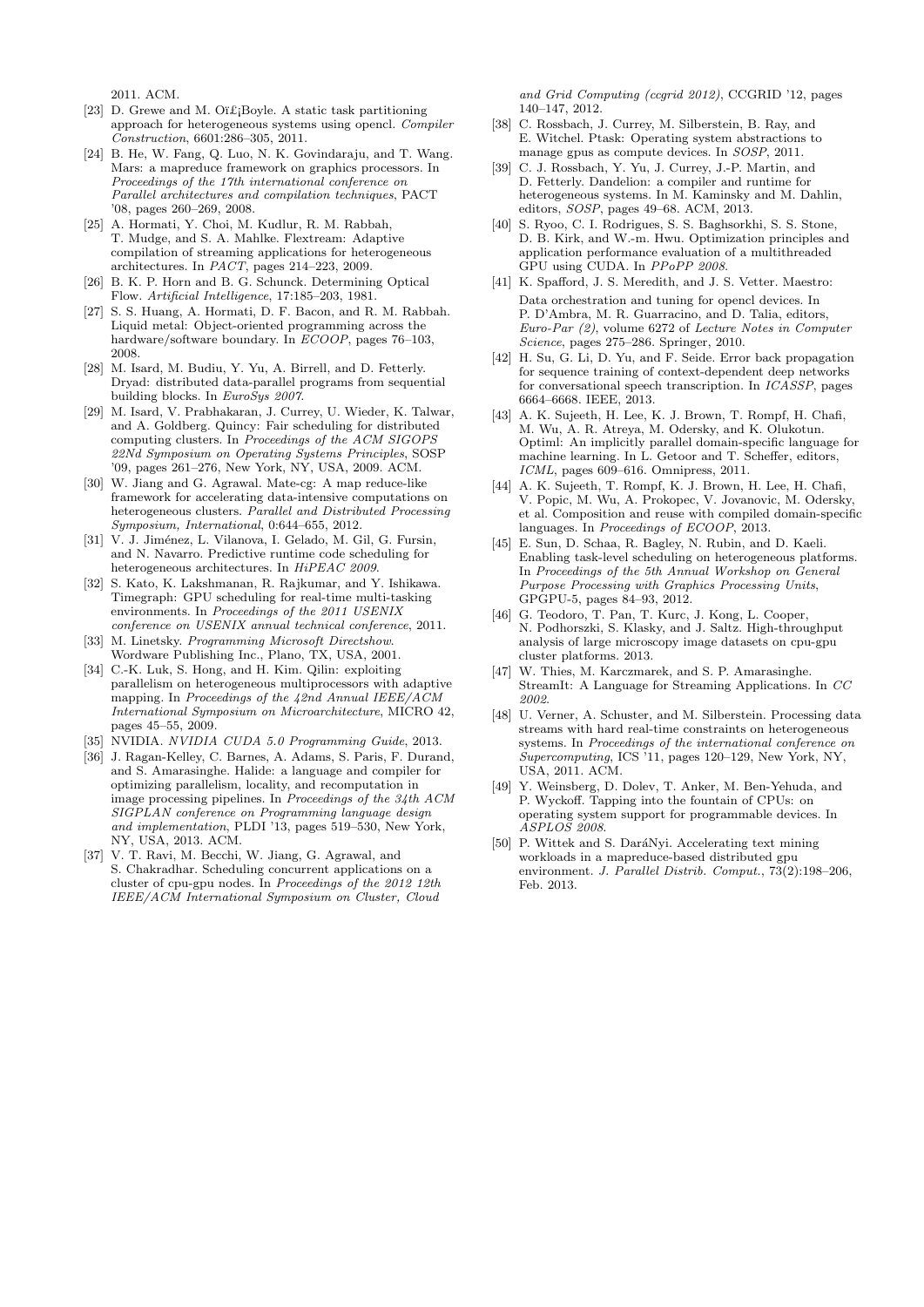2011. ACM.

[23] D. Grewe and M. Oï£¡Boyle. A static task partitioning approach for heterogeneous systems using opencl. *Compiler Construction*, 6601:286–305, 2011.

[24] B. He, W. Fang, Q. Luo, N. K. Govindaraju, and T. Wang. Mars: a mapreduce framework on graphics processors. In *Proceedings of the 17th international conference on Parallel architectures and compilation techniques*, PACT '08, pages 260–269, 2008.

[25] A. Hormati, Y. Choi, M. Kudlur, R. M. Rabbah, T. Mudge, and S. A. Mahlke. Flextream: Adaptive compilation of streaming applications for heterogeneous architectures. In *PACT*, pages 214–223, 2009.

[26] B. K. P. Horn and B. G. Schunck. Determining Optical Flow. *Artificial Intelligence*, 17:185–203, 1981.

[27] S. S. Huang, A. Hormati, D. F. Bacon, and R. M. Rabbah. Liquid metal: Object-oriented programming across the hardware/software boundary. In *ECOOP*, pages 76–103, 2008.

[28] M. Isard, M. Budiu, Y. Yu, A. Birrell, and D. Fetterly. Dryad: distributed data-parallel programs from sequential building blocks. In *EuroSys 2007*.

[29] M. Isard, V. Prabhakaran, J. Currey, U. Wieder, K. Talwar, and A. Goldberg. Quincy: Fair scheduling for distributed computing clusters. In *Proceedings of the ACM SIGOPS 22Nd Symposium on Operating Systems Principles*, SOSP '09, pages 261–276, New York, NY, USA, 2009. ACM.

[30] W. Jiang and G. Agrawal. Mate-cg: A map reduce-like framework for accelerating data-intensive computations on heterogeneous clusters. *Parallel and Distributed Processing Symposium, International*, 0:644–655, 2012.

[31] V. J. Jiménez, L. Vilanova, I. Gelado, M. Gil, G. Fursin, and N. Navarro. Predictive runtime code scheduling for heterogeneous architectures. In *HiPEAC 2009*.

[32] S. Kato, K. Lakshmanan, R. Rajkumar, and Y. Ishikawa. Timegraph: GPU scheduling for real-time multi-tasking environments. In *Proceedings of the 2011 USENIX conference on USENIX annual technical conference*, 2011.

[33] M. Linetsky. *Programming Microsoft Directshow*. Wordware Publishing Inc., Plano, TX, USA, 2001.

[34] C.-K. Luk, S. Hong, and H. Kim. Qilin: exploiting parallelism on heterogeneous multiprocessors with adaptive mapping. In *Proceedings of the 42nd Annual IEEE/ACM International Symposium on Microarchitecture*, MICRO 42, pages 45–55, 2009.

[35] NVIDIA. *NVIDIA CUDA 5.0 Programming Guide*, 2013.

[36] J. Ragan-Kelley, C. Barnes, A. Adams, S. Paris, F. Durand, and S. Amarasinghe. Halide: a language and compiler for optimizing parallelism, locality, and recomputation in image processing pipelines. In *Proceedings of the 34th ACM SIGPLAN conference on Programming language design and implementation*, PLDI '13, pages 519–530, New York, NY, USA, 2013. ACM.

[37] V. T. Ravi, M. Becchi, W. Jiang, G. Agrawal, and S. Chakradhar. Scheduling concurrent applications on a cluster of cpu-gpu nodes. In *Proceedings of the 2012 12th IEEE/ACM International Symposium on Cluster, Cloud and Grid Computing (ccgrid 2012)*, CCGRID '12, pages 140–147, 2012.

[38] C. Rossbach, J. Currey, M. Silberstein, B. Ray, and E. Witchel. Ptask: Operating system abstractions to manage gpus as compute devices. In *SOSP*, 2011.

[39] C. J. Rossbach, Y. Yu, J. Currey, J.-P. Martin, and D. Fetterly. Dandelion: a compiler and runtime for heterogeneous systems. In M. Kaminsky and M. Dahlin, editors, *SOSP*, pages 49–68. ACM, 2013.

[40] S. Ryoo, C. I. Rodrigues, S. S. Baghsorkhi, S. S. Stone, D. B. Kirk, and W.-m. Hwu. Optimization principles and application performance evaluation of a multithreaded GPU using CUDA. In *PPoPP 2008*.

[41] K. Spafford, J. S. Meredith, and J. S. Vetter. Maestro: Data orchestration and tuning for opencl devices. In P. D'Ambra, M. R. Guarracino, and D. Talia, editors, *Euro-Par (2)*, volume 6272 of *Lecture Notes in Computer Science*, pages 275–286. Springer, 2010.

[42] H. Su, G. Li, D. Yu, and F. Seide. Error back propagation for sequence training of context-dependent deep networks for conversational speech transcription. In *ICASSP*, pages 6664–6668. IEEE, 2013.

[43] A. K. Sujeeth, H. Lee, K. J. Brown, T. Rompf, H. Chafi, M. Wu, A. R. Atreya, M. Odersky, and K. Olukotun. Optiml: An implicitly parallel domain-specific language for machine learning. In L. Getoor and T. Scheffer, editors, *ICML*, pages 609–616. Omnipress, 2011.

[44] A. K. Sujeeth, T. Rompf, K. J. Brown, H. Lee, H. Chafi, V. Popic, M. Wu, A. Prokopec, V. Jovanovic, M. Odersky, et al. Composition and reuse with compiled domain-specific languages. In *Proceedings of ECOOP*, 2013.

[45] E. Sun, D. Schaa, R. Bagley, N. Rubin, and D. Kaeli. Enabling task-level scheduling on heterogeneous platforms. In *Proceedings of the 5th Annual Workshop on General Purpose Processing with Graphics Processing Units*, GPGPU-5, pages 84–93, 2012.

[46] G. Teodoro, T. Pan, T. Kurc, J. Kong, L. Cooper, N. Podhorszki, S. Klasky, and J. Saltz. High-throughput analysis of large microscopy image datasets on cpu-gpu cluster platforms. 2013.

[47] W. Thies, M. Karczmarek, and S. P. Amarasinghe. StreamIt: A Language for Streaming Applications. In *CC 2002*.

[48] U. Verner, A. Schuster, and M. Silberstein. Processing data streams with hard real-time constraints on heterogeneous systems. In *Proceedings of the international conference on Supercomputing*, ICS '11, pages 120–129, New York, NY, USA, 2011. ACM.

[49] Y. Weinsberg, D. Dolev, T. Anker, M. Ben-Yehuda, and P. Wyckoff. Tapping into the fountain of CPUs: on operating system support for programmable devices. In *ASPLOS 2008*.

[50] P. Wittek and S. DaráNyi. Accelerating text mining workloads in a mapreduce-based distributed gpu environment. *J. Parallel Distrib. Comput.*, 73(2):198–206, Feb. 2013.